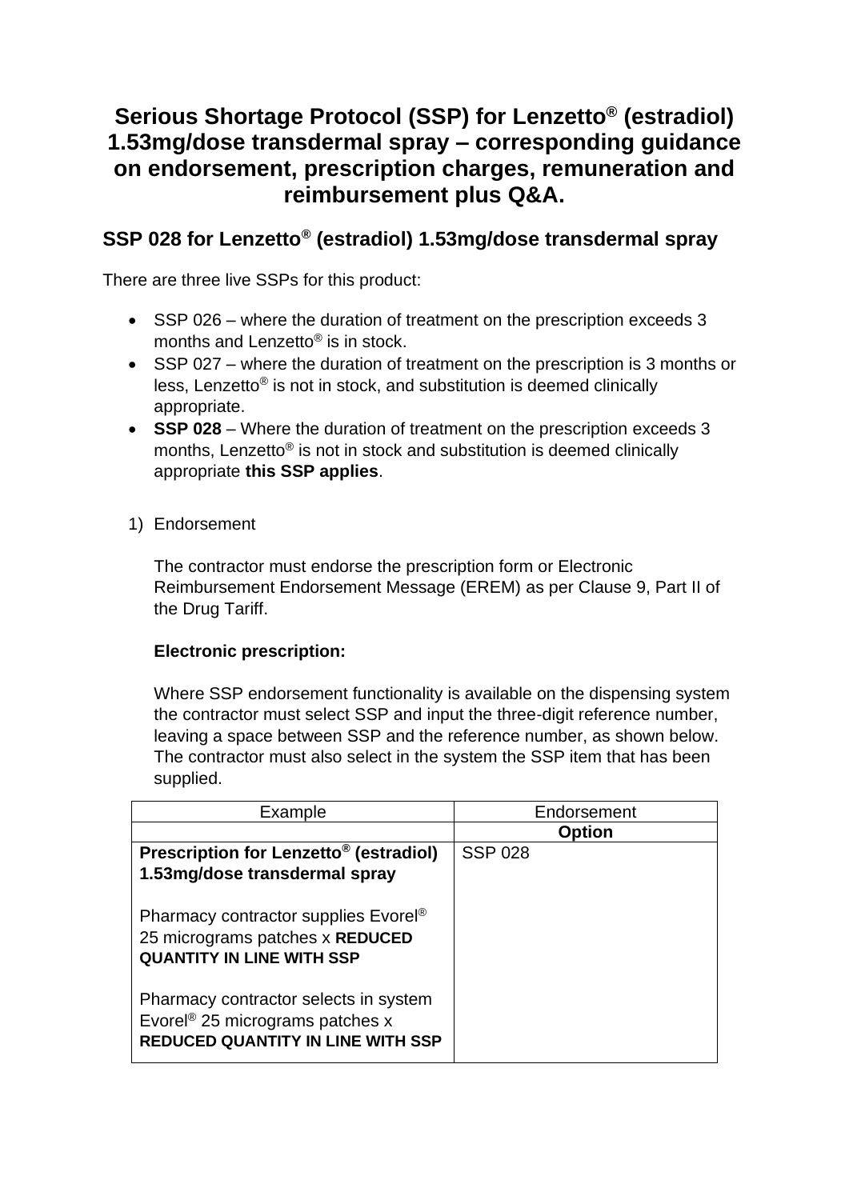# Serious Shortage Protocol (SSP) for Lenzetto® (estradiol) 1.53mg/dose transdermal spray – corresponding guidance on endorsement, prescription charges, remuneration and reimbursement plus Q&A.

## SSP 028 for Lenzetto® (estradiol) 1.53mg/dose transdermal spray

There are three live SSPs for this product:

- SSP 026 – where the duration of treatment on the prescription exceeds 3 months and Lenzetto® is in stock.
- SSP 027 – where the duration of treatment on the prescription is 3 months or less, Lenzetto® is not in stock, and substitution is deemed clinically appropriate.
- **SSP 028** – Where the duration of treatment on the prescription exceeds 3 months, Lenzetto® is not in stock and substitution is deemed clinically appropriate **this SSP applies**.

1) Endorsement

The contractor must endorse the prescription form or Electronic Reimbursement Endorsement Message (EREM) as per Clause 9, Part II of the Drug Tariff.

**Electronic prescription:**

Where SSP endorsement functionality is available on the dispensing system the contractor must select SSP and input the three-digit reference number, leaving a space between SSP and the reference number, as shown below. The contractor must also select in the system the SSP item that has been supplied.

| Example | Endorsement |
|---|---|
| | **Option** |
| **Prescription for Lenzetto® (estradiol) 1.53mg/dose transdermal spray**<br><br>Pharmacy contractor supplies Evorel® 25 micrograms patches x **REDUCED QUANTITY IN LINE WITH SSP**<br><br>Pharmacy contractor selects in system Evorel® 25 micrograms patches x **REDUCED QUANTITY IN LINE WITH SSP** | SSP 028 |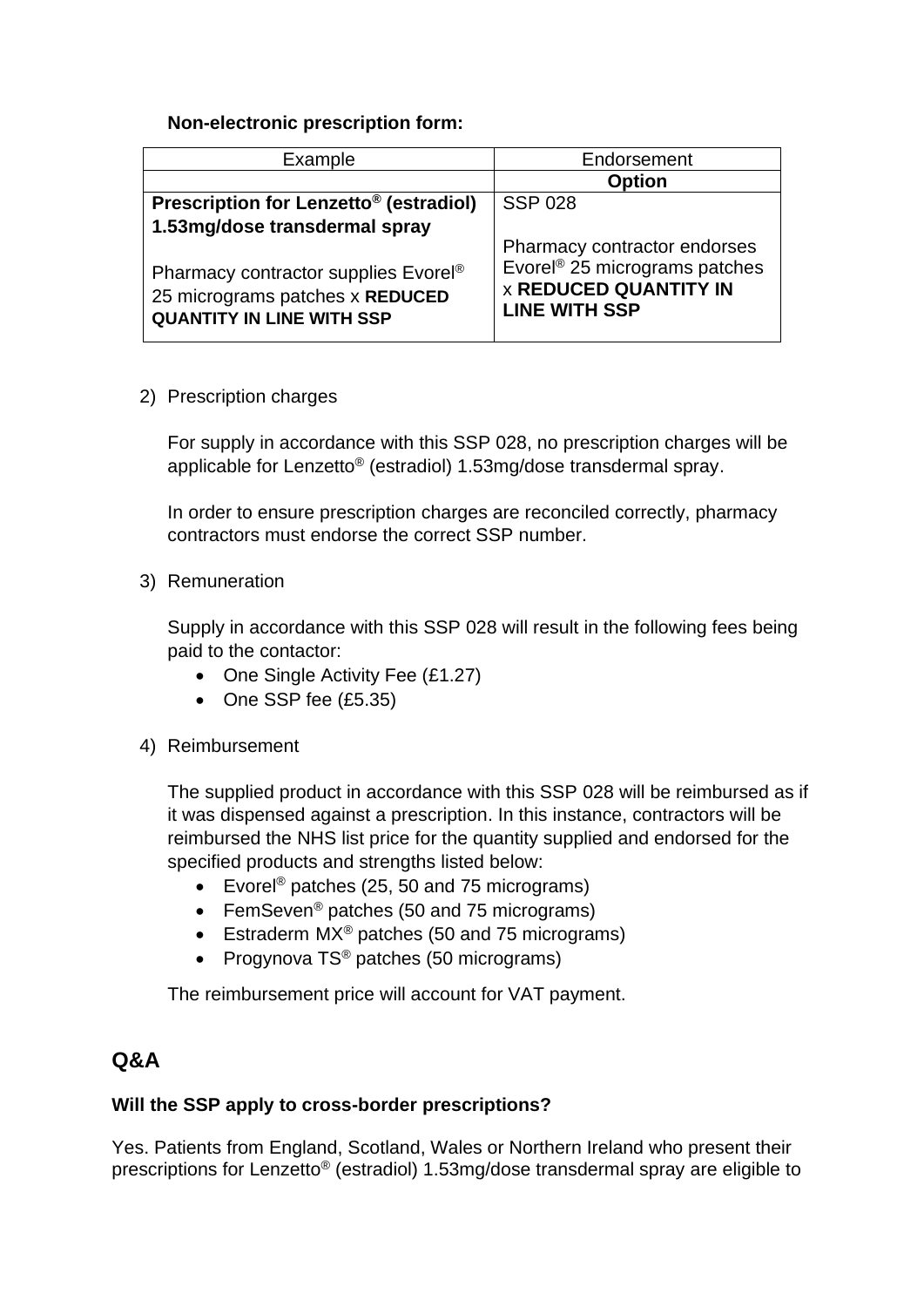**Non-electronic prescription form:**

| Example | Endorsement |
|---|---|
| | **Option** |
| **Prescription for Lenzetto® (estradiol) 1.53mg/dose transdermal spray**<br><br>Pharmacy contractor supplies Evorel® 25 micrograms patches x **REDUCED QUANTITY IN LINE WITH SSP** | SSP 028<br><br>Pharmacy contractor endorses Evorel® 25 micrograms patches x **REDUCED QUANTITY IN LINE WITH SSP** |

2) Prescription charges

   For supply in accordance with this SSP 028, no prescription charges will be applicable for Lenzetto® (estradiol) 1.53mg/dose transdermal spray.

   In order to ensure prescription charges are reconciled correctly, pharmacy contractors must endorse the correct SSP number.

3) Remuneration

   Supply in accordance with this SSP 028 will result in the following fees being paid to the contactor:
   - One Single Activity Fee (£1.27)
   - One SSP fee (£5.35)

4) Reimbursement

   The supplied product in accordance with this SSP 028 will be reimbursed as if it was dispensed against a prescription. In this instance, contractors will be reimbursed the NHS list price for the quantity supplied and endorsed for the specified products and strengths listed below:
   - Evorel® patches (25, 50 and 75 micrograms)
   - FemSeven® patches (50 and 75 micrograms)
   - Estraderm MX® patches (50 and 75 micrograms)
   - Progynova TS® patches (50 micrograms)

   The reimbursement price will account for VAT payment.

## Q&A

**Will the SSP apply to cross-border prescriptions?**

Yes. Patients from England, Scotland, Wales or Northern Ireland who present their prescriptions for Lenzetto® (estradiol) 1.53mg/dose transdermal spray are eligible to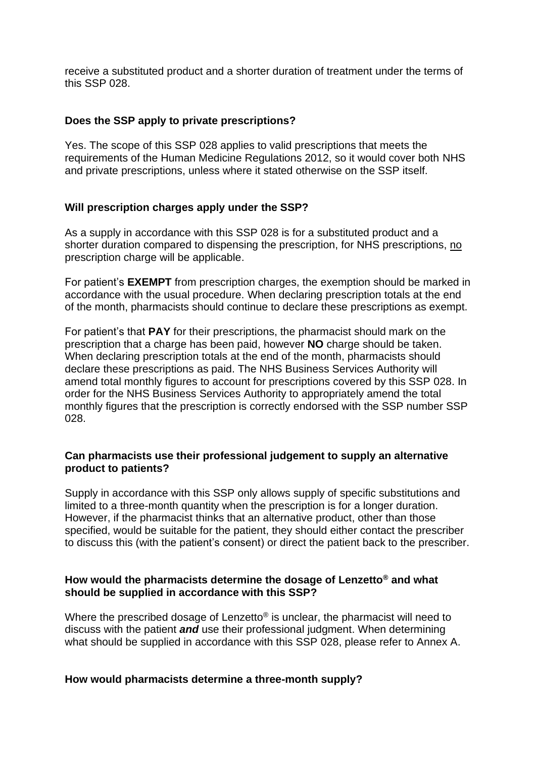receive a substituted product and a shorter duration of treatment under the terms of this SSP 028.

### Does the SSP apply to private prescriptions?

Yes. The scope of this SSP 028 applies to valid prescriptions that meets the requirements of the Human Medicine Regulations 2012, so it would cover both NHS and private prescriptions, unless where it stated otherwise on the SSP itself.

### Will prescription charges apply under the SSP?

As a supply in accordance with this SSP 028 is for a substituted product and a shorter duration compared to dispensing the prescription, for NHS prescriptions, no prescription charge will be applicable.

For patient's **EXEMPT** from prescription charges, the exemption should be marked in accordance with the usual procedure. When declaring prescription totals at the end of the month, pharmacists should continue to declare these prescriptions as exempt.

For patient's that **PAY** for their prescriptions, the pharmacist should mark on the prescription that a charge has been paid, however **NO** charge should be taken. When declaring prescription totals at the end of the month, pharmacists should declare these prescriptions as paid. The NHS Business Services Authority will amend total monthly figures to account for prescriptions covered by this SSP 028. In order for the NHS Business Services Authority to appropriately amend the total monthly figures that the prescription is correctly endorsed with the SSP number SSP 028.

### Can pharmacists use their professional judgement to supply an alternative product to patients?

Supply in accordance with this SSP only allows supply of specific substitutions and limited to a three-month quantity when the prescription is for a longer duration. However, if the pharmacist thinks that an alternative product, other than those specified, would be suitable for the patient, they should either contact the prescriber to discuss this (with the patient's consent) or direct the patient back to the prescriber.

### How would the pharmacists determine the dosage of Lenzetto® and what should be supplied in accordance with this SSP?

Where the prescribed dosage of Lenzetto® is unclear, the pharmacist will need to discuss with the patient ***and*** use their professional judgment. When determining what should be supplied in accordance with this SSP 028, please refer to Annex A.

### How would pharmacists determine a three-month supply?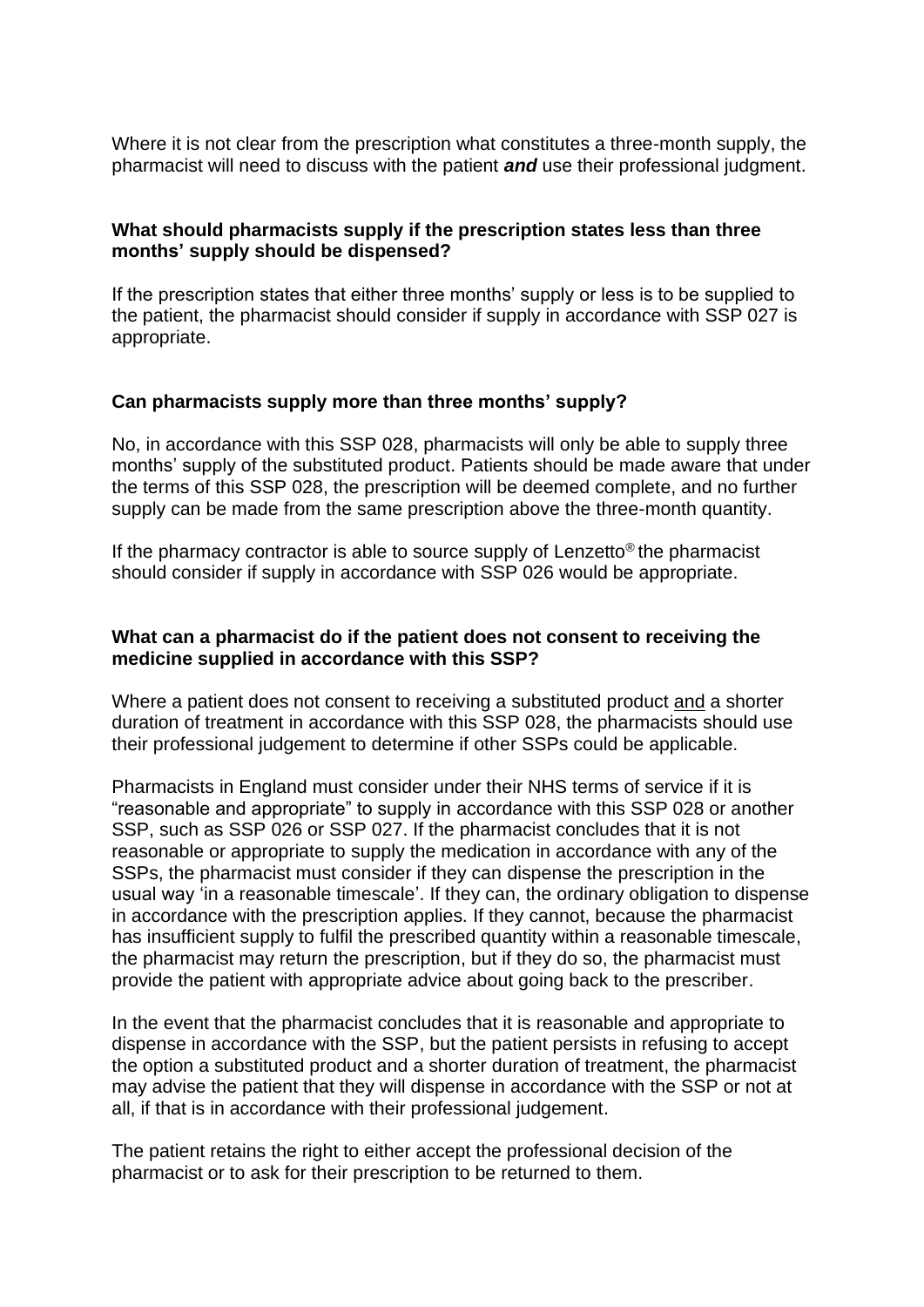Where it is not clear from the prescription what constitutes a three-month supply, the pharmacist will need to discuss with the patient ***and*** use their professional judgment.

**What should pharmacists supply if the prescription states less than three months' supply should be dispensed?**

If the prescription states that either three months' supply or less is to be supplied to the patient, the pharmacist should consider if supply in accordance with SSP 027 is appropriate.

**Can pharmacists supply more than three months' supply?**

No, in accordance with this SSP 028, pharmacists will only be able to supply three months' supply of the substituted product. Patients should be made aware that under the terms of this SSP 028, the prescription will be deemed complete, and no further supply can be made from the same prescription above the three-month quantity.

If the pharmacy contractor is able to source supply of Lenzetto® the pharmacist should consider if supply in accordance with SSP 026 would be appropriate.

**What can a pharmacist do if the patient does not consent to receiving the medicine supplied in accordance with this SSP?**

Where a patient does not consent to receiving a substituted product <u>and</u> a shorter duration of treatment in accordance with this SSP 028, the pharmacists should use their professional judgement to determine if other SSPs could be applicable.

Pharmacists in England must consider under their NHS terms of service if it is "reasonable and appropriate" to supply in accordance with this SSP 028 or another SSP, such as SSP 026 or SSP 027. If the pharmacist concludes that it is not reasonable or appropriate to supply the medication in accordance with any of the SSPs, the pharmacist must consider if they can dispense the prescription in the usual way 'in a reasonable timescale'. If they can, the ordinary obligation to dispense in accordance with the prescription applies. If they cannot, because the pharmacist has insufficient supply to fulfil the prescribed quantity within a reasonable timescale, the pharmacist may return the prescription, but if they do so, the pharmacist must provide the patient with appropriate advice about going back to the prescriber.

In the event that the pharmacist concludes that it is reasonable and appropriate to dispense in accordance with the SSP, but the patient persists in refusing to accept the option a substituted product and a shorter duration of treatment, the pharmacist may advise the patient that they will dispense in accordance with the SSP or not at all, if that is in accordance with their professional judgement.

The patient retains the right to either accept the professional decision of the pharmacist or to ask for their prescription to be returned to them.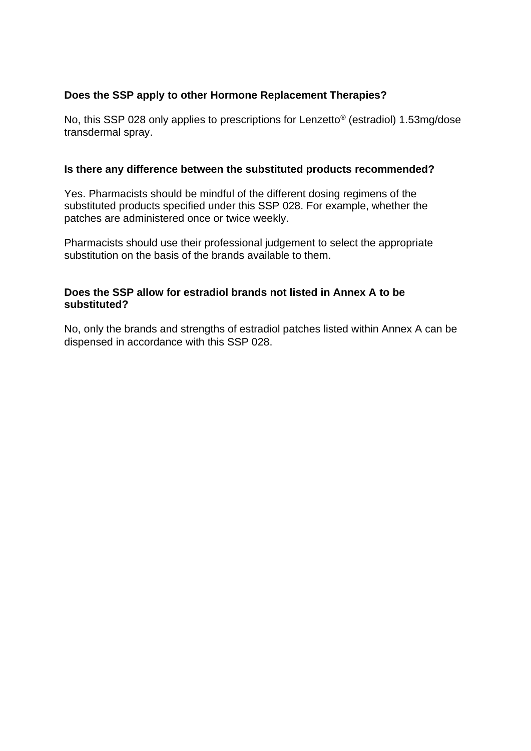**Does the SSP apply to other Hormone Replacement Therapies?**

No, this SSP 028 only applies to prescriptions for Lenzetto® (estradiol) 1.53mg/dose transdermal spray.

**Is there any difference between the substituted products recommended?**

Yes. Pharmacists should be mindful of the different dosing regimens of the substituted products specified under this SSP 028. For example, whether the patches are administered once or twice weekly.

Pharmacists should use their professional judgement to select the appropriate substitution on the basis of the brands available to them.

**Does the SSP allow for estradiol brands not listed in Annex A to be substituted?**

No, only the brands and strengths of estradiol patches listed within Annex A can be dispensed in accordance with this SSP 028.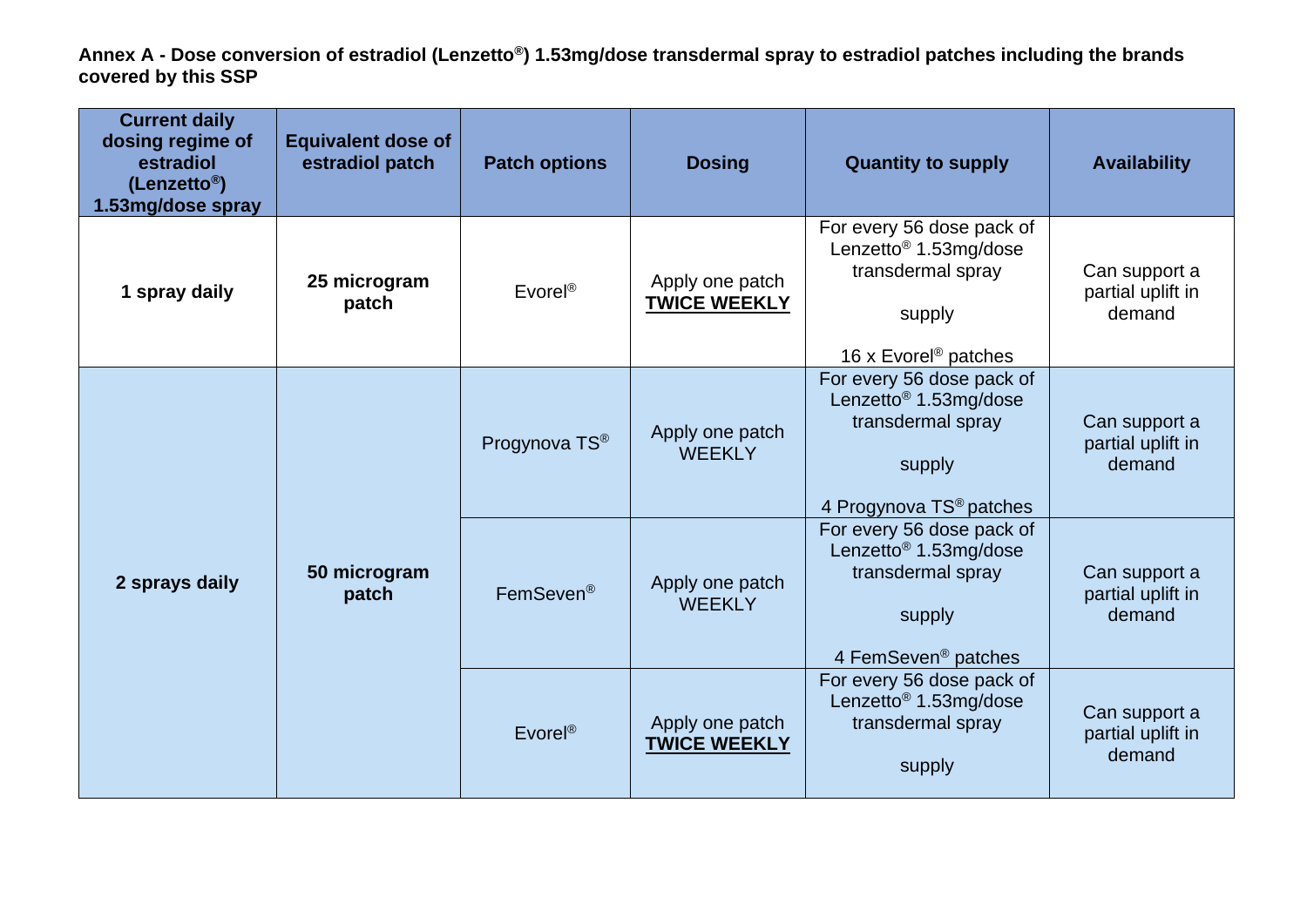**Annex A - Dose conversion of estradiol (Lenzetto®) 1.53mg/dose transdermal spray to estradiol patches including the brands covered by this SSP**

| Current daily dosing regime of estradiol (Lenzetto®) 1.53mg/dose spray | Equivalent dose of estradiol patch | Patch options | Dosing | Quantity to supply | Availability |
|---|---|---|---|---|---|
| **1 spray daily** | **25 microgram patch** | Evorel® | Apply one patch **TWICE WEEKLY** | For every 56 dose pack of Lenzetto® 1.53mg/dose transdermal spray supply 16 x Evorel® patches | Can support a partial uplift in demand |
| **2 sprays daily** | **50 microgram patch** | Progynova TS® | Apply one patch WEEKLY | For every 56 dose pack of Lenzetto® 1.53mg/dose transdermal spray supply 4 Progynova TS® patches | Can support a partial uplift in demand |
| | | FemSeven® | Apply one patch WEEKLY | For every 56 dose pack of Lenzetto® 1.53mg/dose transdermal spray supply 4 FemSeven® patches | Can support a partial uplift in demand |
| | | Evorel® | Apply one patch **TWICE WEEKLY** | For every 56 dose pack of Lenzetto® 1.53mg/dose transdermal spray supply | Can support a partial uplift in demand |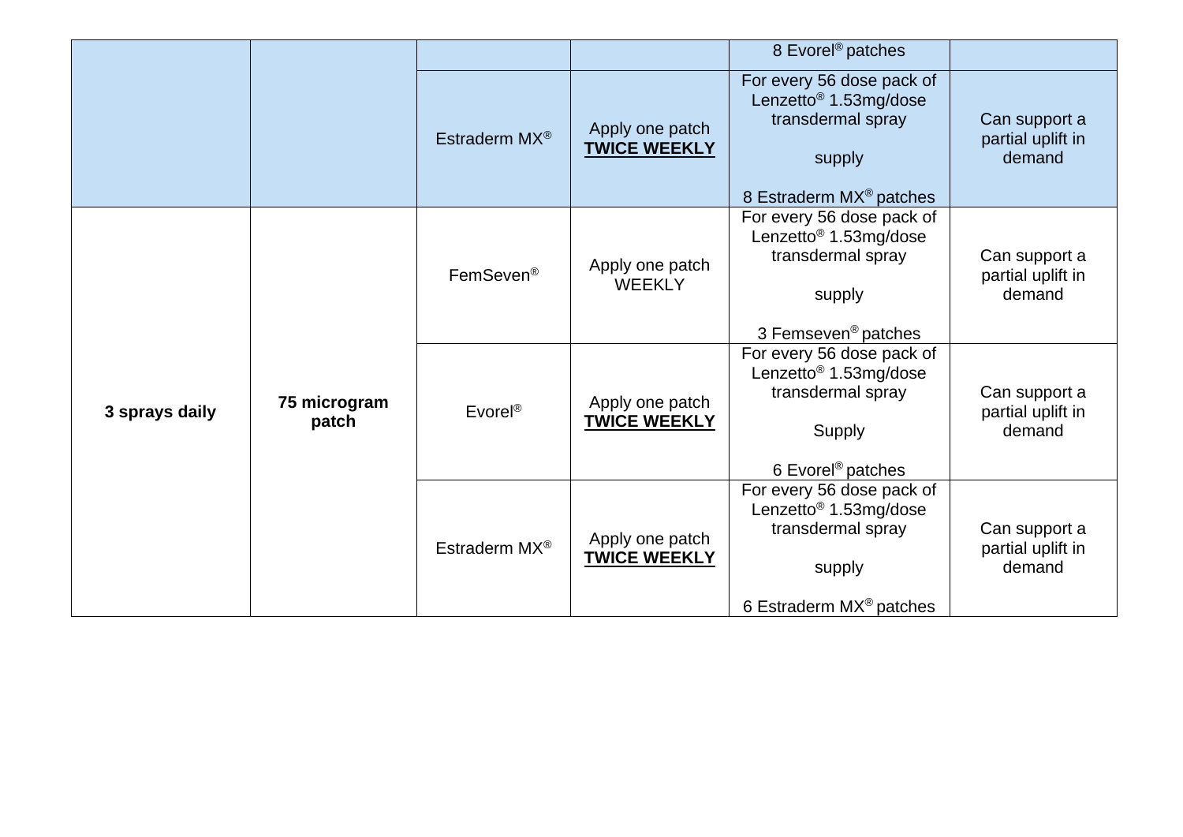| | | | | | |
|---|---|---|---|---|---|
| | | | | 8 Evorel® patches | |
| | | Estraderm MX® | Apply one patch **TWICE WEEKLY** | For every 56 dose pack of Lenzetto® 1.53mg/dose transdermal spray supply 8 Estraderm MX® patches | Can support a partial uplift in demand |
| **3 sprays daily** | **75 microgram patch** | FemSeven® | Apply one patch WEEKLY | For every 56 dose pack of Lenzetto® 1.53mg/dose transdermal spray supply 3 Femseven® patches | Can support a partial uplift in demand |
| | | Evorel® | Apply one patch **TWICE WEEKLY** | For every 56 dose pack of Lenzetto® 1.53mg/dose transdermal spray Supply 6 Evorel® patches | Can support a partial uplift in demand |
| | | Estraderm MX® | Apply one patch **TWICE WEEKLY** | For every 56 dose pack of Lenzetto® 1.53mg/dose transdermal spray supply 6 Estraderm MX® patches | Can support a partial uplift in demand |